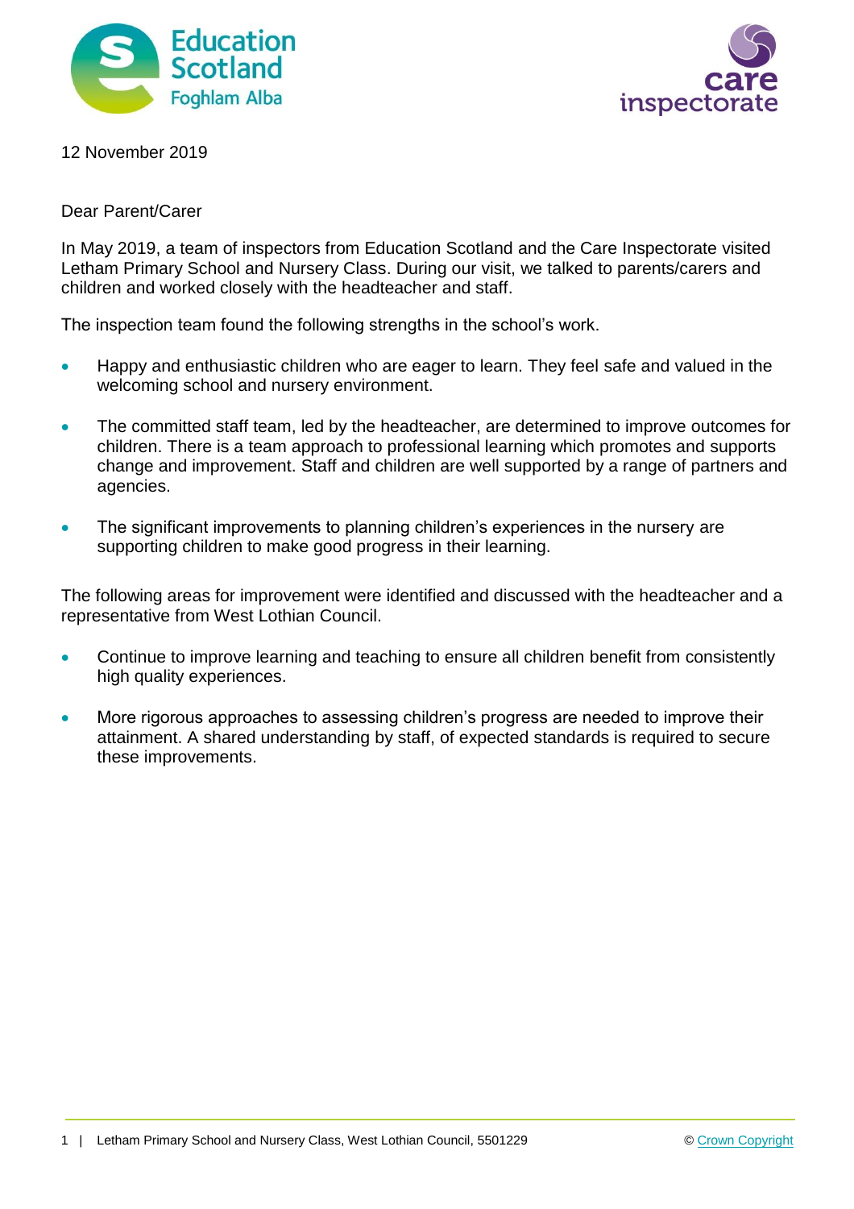12 November 2019

Dear Parent/Carer

In May 2019, a team of inspectors from Education Scotland and the Care Inspectorate visited Letham Primary School and Nursery Class. During our visit, we talked to parents/carers and children and worked closely with the headteacher and staff.

The inspection team found the following strengths in the school's work.

- Happy and enthusiastic children who are eager to learn. They feel safe and valued in the welcoming school and nursery environment.
- The committed staff team, led by the headteacher, are determined to improve outcomes for children. There is a team approach to professional learning which promotes and supports change and improvement. Staff and children are well supported by a range of partners and agencies.
- The significant improvements to planning children's experiences in the nursery are supporting children to make good progress in their learning.

The following areas for improvement were identified and discussed with the headteacher and a representative from West Lothian Council.

- Continue to improve learning and teaching to ensure all children benefit from consistently high quality experiences.
- More rigorous approaches to assessing children's progress are needed to improve their attainment. A shared understanding by staff, of expected standards is required to secure these improvements.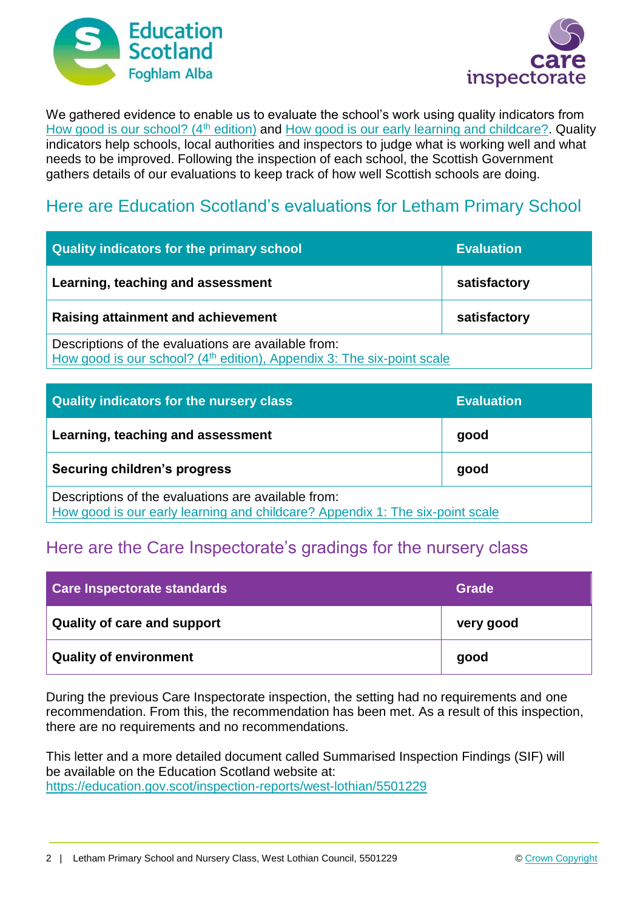We gathered evidence to enable us to evaluate the school's work using quality indicators from How good is our school? (4th edition) and How good is our early learning and childcare?. Quality indicators help schools, local authorities and inspectors to judge what is working well and what needs to be improved. Following the inspection of each school, the Scottish Government gathers details of our evaluations to keep track of how well Scottish schools are doing.

## Here are Education Scotland's evaluations for Letham Primary School

| Quality indicators for the primary school | Evaluation |
|---|---|
| **Learning, teaching and assessment** | **satisfactory** |
| **Raising attainment and achievement** | **satisfactory** |
| Descriptions of the evaluations are available from: How good is our school? (4th edition), Appendix 3: The six-point scale | |

| Quality indicators for the nursery class | Evaluation |
|---|---|
| **Learning, teaching and assessment** | **good** |
| **Securing children's progress** | **good** |
| Descriptions of the evaluations are available from: How good is our early learning and childcare? Appendix 1: The six-point scale | |

## Here are the Care Inspectorate's gradings for the nursery class

| Care Inspectorate standards | Grade |
|---|---|
| **Quality of care and support** | **very good** |
| **Quality of environment** | **good** |

During the previous Care Inspectorate inspection, the setting had no requirements and one recommendation. From this, the recommendation has been met. As a result of this inspection, there are no requirements and no recommendations.

This letter and a more detailed document called Summarised Inspection Findings (SIF) will be available on the Education Scotland website at: https://education.gov.scot/inspection-reports/west-lothian/5501229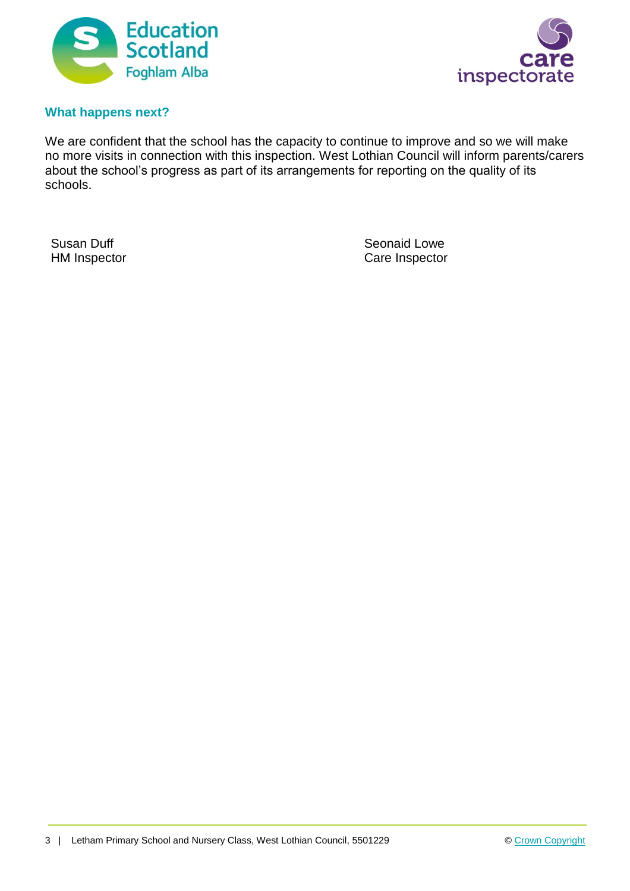## What happens next?

We are confident that the school has the capacity to continue to improve and so we will make no more visits in connection with this inspection. West Lothian Council will inform parents/carers about the school's progress as part of its arrangements for reporting on the quality of its schools.

Susan Duff
HM Inspector

Seonaid Lowe
Care Inspector